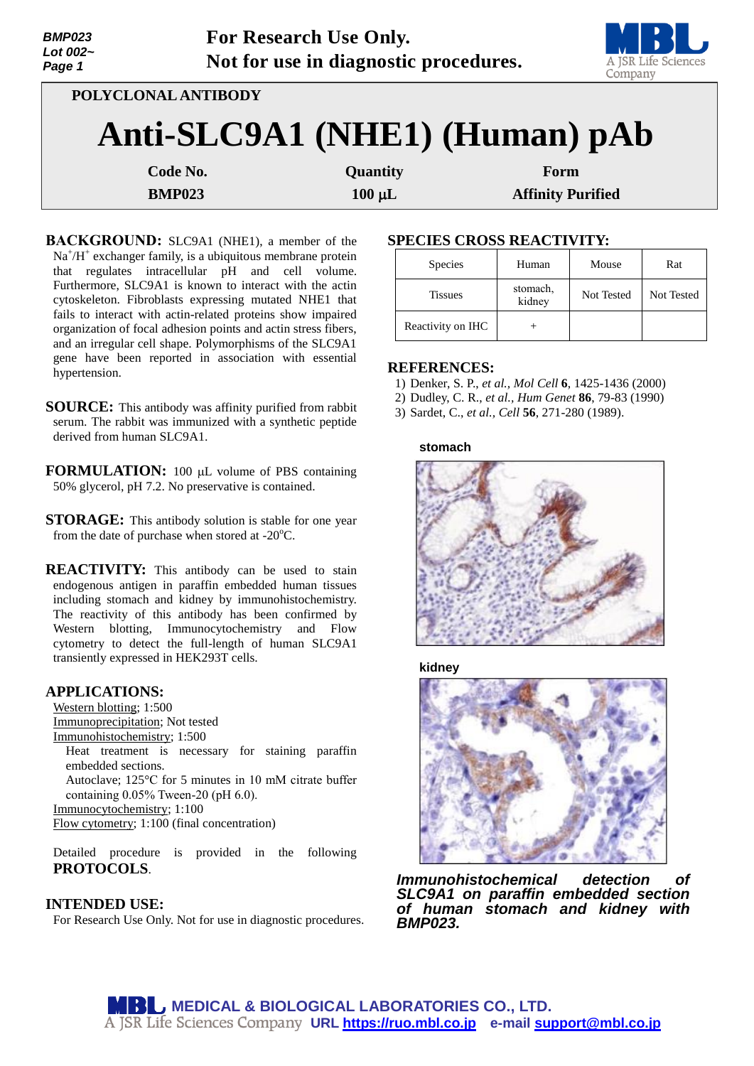For Research Use Only.
Not for use in diagnostic procedures.

POLYCLONAL ANTIBODY

# Anti-SLC9A1 (NHE1) (Human) pAb

| Code No. | Quantity | Form |
|---|---|---|
| BMP023 | 100 μL | Affinity Purified |

**BACKGROUND:** SLC9A1 (NHE1), a member of the $Na^+/H^+$ exchanger family, is a ubiquitous membrane protein that regulates intracellular pH and cell volume. Furthermore, SLC9A1 is known to interact with the actin cytoskeleton. Fibroblasts expressing mutated NHE1 that fails to interact with actin-related proteins show impaired organization of focal adhesion points and actin stress fibers, and an irregular cell shape. Polymorphisms of the SLC9A1 gene have been reported in association with essential hypertension.

**SOURCE:** This antibody was affinity purified from rabbit serum. The rabbit was immunized with a synthetic peptide derived from human SLC9A1.

**FORMULATION:** 100 μL volume of PBS containing 50% glycerol, pH 7.2. No preservative is contained.

**STORAGE:** This antibody solution is stable for one year from the date of purchase when stored at -20°C.

**REACTIVITY:** This antibody can be used to stain endogenous antigen in paraffin embedded human tissues including stomach and kidney by immunohistochemistry. The reactivity of this antibody has been confirmed by Western blotting, Immunocytochemistry and Flow cytometry to detect the full-length of human SLC9A1 transiently expressed in HEK293T cells.

## APPLICATIONS:

Western blotting; 1:500
Immunoprecipitation; Not tested
Immunohistochemistry; 1:500
  Heat treatment is necessary for staining paraffin embedded sections.
  Autoclave; 125°C for 5 minutes in 10 mM citrate buffer containing 0.05% Tween-20 (pH 6.0).
Immunocytochemistry; 1:100
Flow cytometry; 1:100 (final concentration)

Detailed procedure is provided in the following **PROTOCOLS**.

## INTENDED USE:

For Research Use Only. Not for use in diagnostic procedures.

## SPECIES CROSS REACTIVITY:

| Species | Human | Mouse | Rat |
|---|---|---|---|
| Tissues | stomach, kidney | Not Tested | Not Tested |
| Reactivity on IHC | + | | |

## REFERENCES:

1) Denker, S. P., *et al., Mol Cell* **6**, 1425-1436 (2000)
2) Dudley, C. R., *et al., Hum Genet* **86**, 79-83 (1990)
3) Sardet, C., *et al., Cell* **56**, 271-280 (1989).

stomach

kidney

***Immunohistochemical detection of SLC9A1 on paraffin embedded section of human stomach and kidney with BMP023.***

MEDICAL & BIOLOGICAL LABORATORIES CO., LTD.
A JSR Life Sciences Company URL https://ruo.mbl.co.jp e-mail support@mbl.co.jp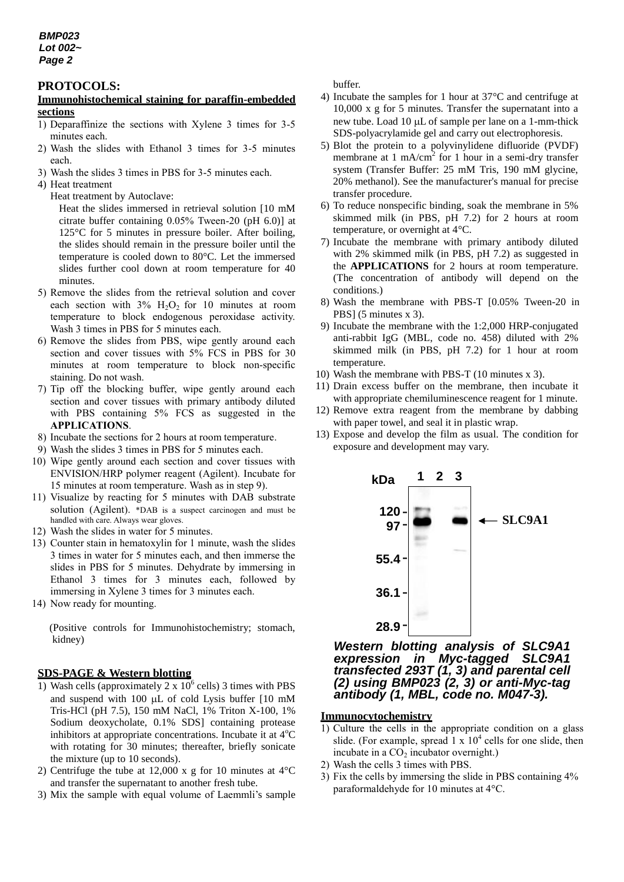## PROTOCOLS:

### Immunohistochemical staining for paraffin-embedded sections

1) Deparaffinize the sections with Xylene 3 times for 3-5 minutes each.
2) Wash the slides with Ethanol 3 times for 3-5 minutes each.
3) Wash the slides 3 times in PBS for 3-5 minutes each.
4) Heat treatment

   Heat treatment by Autoclave:

   Heat the slides immersed in retrieval solution [10 mM citrate buffer containing 0.05% Tween-20 (pH 6.0)] at 125°C for 5 minutes in pressure boiler. After boiling, the slides should remain in the pressure boiler until the temperature is cooled down to 80°C. Let the immersed slides further cool down at room temperature for 40 minutes.
5) Remove the slides from the retrieval solution and cover each section with 3% $H_2O_2$ for 10 minutes at room temperature to block endogenous peroxidase activity. Wash 3 times in PBS for 5 minutes each.
6) Remove the slides from PBS, wipe gently around each section and cover tissues with 5% FCS in PBS for 30 minutes at room temperature to block non-specific staining. Do not wash.
7) Tip off the blocking buffer, wipe gently around each section and cover tissues with primary antibody diluted with PBS containing 5% FCS as suggested in the **APPLICATIONS**.
8) Incubate the sections for 2 hours at room temperature.
9) Wash the slides 3 times in PBS for 5 minutes each.
10) Wipe gently around each section and cover tissues with ENVISION/HRP polymer reagent (Agilent). Incubate for 15 minutes at room temperature. Wash as in step 9).
11) Visualize by reacting for 5 minutes with DAB substrate solution (Agilent). *DAB is a suspect carcinogen and must be handled with care. Always wear gloves.
12) Wash the slides in water for 5 minutes.
13) Counter stain in hematoxylin for 1 minute, wash the slides 3 times in water for 5 minutes each, and then immerse the slides in PBS for 5 minutes. Dehydrate by immersing in Ethanol 3 times for 3 minutes each, followed by immersing in Xylene 3 times for 3 minutes each.
14) Now ready for mounting.

(Positive controls for Immunohistochemistry; stomach, kidney)

### SDS-PAGE & Western blotting

1) Wash cells (approximately 2 x $10^6$ cells) 3 times with PBS and suspend with 100 μL of cold Lysis buffer [10 mM Tris-HCl (pH 7.5), 150 mM NaCl, 1% Triton X-100, 1% Sodium deoxycholate, 0.1% SDS] containing protease inhibitors at appropriate concentrations. Incubate it at 4°C with rotating for 30 minutes; thereafter, briefly sonicate the mixture (up to 10 seconds).
2) Centrifuge the tube at 12,000 x g for 10 minutes at 4°C and transfer the supernatant to another fresh tube.
3) Mix the sample with equal volume of Laemmli's sample buffer.
4) Incubate the samples for 1 hour at 37°C and centrifuge at 10,000 x g for 5 minutes. Transfer the supernatant into a new tube. Load 10 μL of sample per lane on a 1-mm-thick SDS-polyacrylamide gel and carry out electrophoresis.
5) Blot the protein to a polyvinylidene difluoride (PVDF) membrane at 1 mA/$cm^2$ for 1 hour in a semi-dry transfer system (Transfer Buffer: 25 mM Tris, 190 mM glycine, 20% methanol). See the manufacturer's manual for precise transfer procedure.
6) To reduce nonspecific binding, soak the membrane in 5% skimmed milk (in PBS, pH 7.2) for 2 hours at room temperature, or overnight at 4°C.
7) Incubate the membrane with primary antibody diluted with 2% skimmed milk (in PBS, pH 7.2) as suggested in the **APPLICATIONS** for 2 hours at room temperature. (The concentration of antibody will depend on the conditions.)
8) Wash the membrane with PBS-T [0.05% Tween-20 in PBS] (5 minutes x 3).
9) Incubate the membrane with the 1:2,000 HRP-conjugated anti-rabbit IgG (MBL, code no. 458) diluted with 2% skimmed milk (in PBS, pH 7.2) for 1 hour at room temperature.
10) Wash the membrane with PBS-T (10 minutes x 3).
11) Drain excess buffer on the membrane, then incubate it with appropriate chemiluminescence reagent for 1 minute.
12) Remove extra reagent from the membrane by dabbing with paper towel, and seal it in plastic wrap.
13) Expose and develop the film as usual. The condition for exposure and development may vary.

***Western blotting analysis of SLC9A1 expression in Myc-tagged SLC9A1 transfected 293T (1, 3) and parental cell (2) using BMP023 (2, 3) or anti-Myc-tag antibody (1, MBL, code no. M047-3).***

### Immunocytochemistry

1) Culture the cells in the appropriate condition on a glass slide. (For example, spread 1 x $10^4$ cells for one slide, then incubate in a $CO_2$ incubator overnight.)
2) Wash the cells 3 times with PBS.
3) Fix the cells by immersing the slide in PBS containing 4% paraformaldehyde for 10 minutes at 4°C.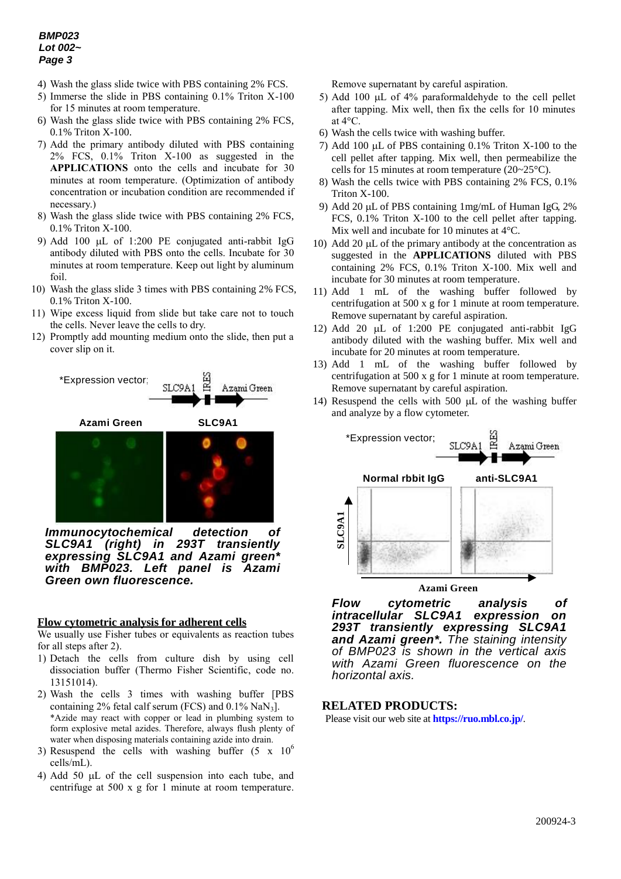4) Wash the glass slide twice with PBS containing 2% FCS.
5) Immerse the slide in PBS containing 0.1% Triton X-100 for 15 minutes at room temperature.
6) Wash the glass slide twice with PBS containing 2% FCS, 0.1% Triton X-100.
7) Add the primary antibody diluted with PBS containing 2% FCS, 0.1% Triton X-100 as suggested in the **APPLICATIONS** onto the cells and incubate for 30 minutes at room temperature. (Optimization of antibody concentration or incubation condition are recommended if necessary.)
8) Wash the glass slide twice with PBS containing 2% FCS, 0.1% Triton X-100.
9) Add 100 μL of 1:200 PE conjugated anti-rabbit IgG antibody diluted with PBS onto the cells. Incubate for 30 minutes at room temperature. Keep out light by aluminum foil.
10) Wash the glass slide 3 times with PBS containing 2% FCS, 0.1% Triton X-100.
11) Wipe excess liquid from slide but take care not to touch the cells. Never leave the cells to dry.
12) Promptly add mounting medium onto the slide, then put a cover slip on it.

*Expression vector;
SLC9A1 IRES Azami Green

Azami Green
SLC9A1

***Immunocytochemical detection of SLC9A1 (right) in 293T transiently expressing SLC9A1 and Azami green* with BMP023. Left panel is Azami Green own fluorescence.***

## Flow cytometric analysis for adherent cells

We usually use Fisher tubes or equivalents as reaction tubes for all steps after 2).

1) Detach the cells from culture dish by using cell dissociation buffer (Thermo Fisher Scientific, code no. 13151014).
2) Wash the cells 3 times with washing buffer [PBS containing 2% fetal calf serum (FCS) and 0.1% $NaN_3$].
   *Azide may react with copper or lead in plumbing system to form explosive metal azides. Therefore, always flush plenty of water when disposing materials containing azide into drain.
3) Resuspend the cells with washing buffer ($5 \times 10^6$ cells/mL).
4) Add 50 μL of the cell suspension into each tube, and centrifuge at 500 x g for 1 minute at room temperature. Remove supernatant by careful aspiration.
5) Add 100 μL of 4% paraformaldehyde to the cell pellet after tapping. Mix well, then fix the cells for 10 minutes at 4°C.
6) Wash the cells twice with washing buffer.
7) Add 100 μL of PBS containing 0.1% Triton X-100 to the cell pellet after tapping. Mix well, then permeabilize the cells for 15 minutes at room temperature (20~25°C).
8) Wash the cells twice with PBS containing 2% FCS, 0.1% Triton X-100.
9) Add 20 μL of PBS containing 1mg/mL of Human IgG, 2% FCS, 0.1% Triton X-100 to the cell pellet after tapping. Mix well and incubate for 10 minutes at 4°C.
10) Add 20 μL of the primary antibody at the concentration as suggested in the **APPLICATIONS** diluted with PBS containing 2% FCS, 0.1% Triton X-100. Mix well and incubate for 30 minutes at room temperature.
11) Add 1 mL of the washing buffer followed by centrifugation at 500 x g for 1 minute at room temperature. Remove supernatant by careful aspiration.
12) Add 20 μL of 1:200 PE conjugated anti-rabbit IgG antibody diluted with the washing buffer. Mix well and incubate for 20 minutes at room temperature.
13) Add 1 mL of the washing buffer followed by centrifugation at 500 x g for 1 minute at room temperature. Remove supernatant by careful aspiration.
14) Resuspend the cells with 500 μL of the washing buffer and analyze by a flow cytometer.

*Expression vector;
SLC9A1 IRES Azami Green

Normal rbbit IgG
anti-SLC9A1
SLC9A1
Azami Green

***Flow cytometric analysis of intracellular SLC9A1 expression on 293T transiently expressing SLC9A1 and Azami green\*.*** *The staining intensity of BMP023 is shown in the vertical axis with Azami Green fluorescence on the horizontal axis.*

## RELATED PRODUCTS:

Please visit our web site at **https://ruo.mbl.co.jp/**.

200924-3